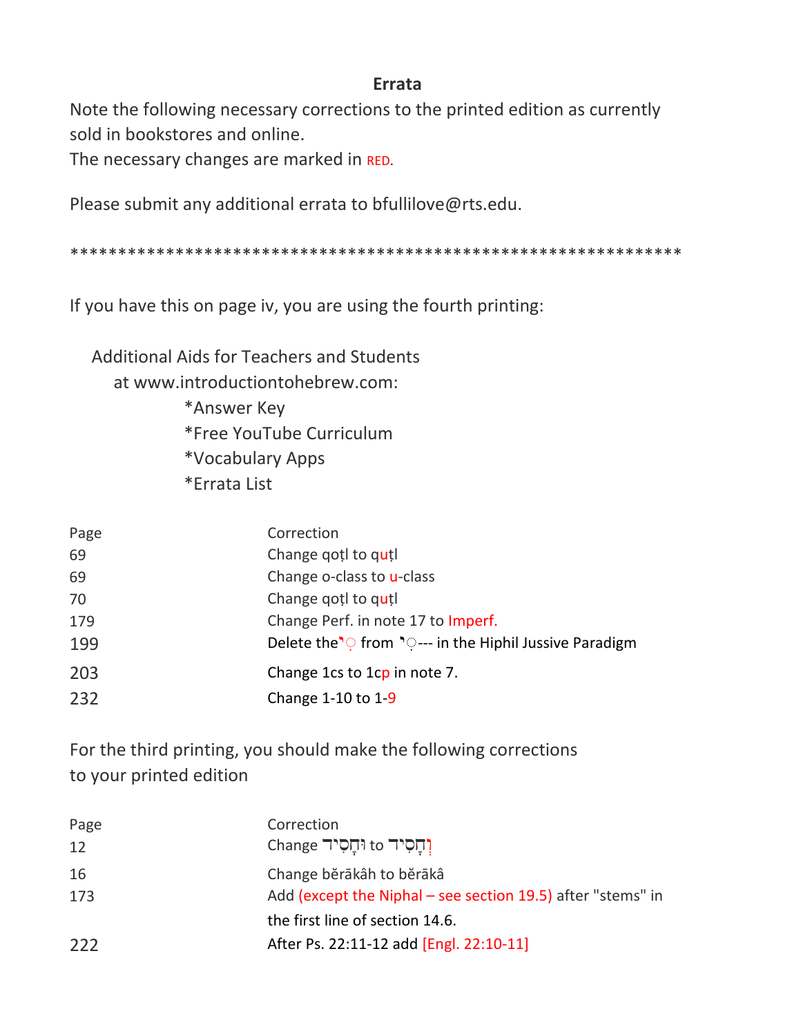**Errata**

Note the following necessary corrections to the printed edition as currently sold in bookstores and online.

The necessary changes are marked in RED.

Please submit any additional errata to bfullilove@rts.edu.

*************************************************************

If you have this on page iv, you are using the fourth printing:

Additional Aids for Teachers and Students
at www.introductiontohebrew.com:
*Answer Key
*Free YouTube Curriculum
*Vocabulary Apps
*Errata List

| Page | Correction |
|---|---|
| 69 | Change qoṭl to quṭl |
| 69 | Change o-class to u-class |
| 70 | Change qoṭl to quṭl |
| 179 | Change Perf. in note 17 to Imperf. |
| 199 | Delete the ◌ֵי from ◌ֵי--- in the Hiphil Jussive Paradigm |
| 203 | Change 1cs to 1cp in note 7. |
| 232 | Change 1-10 to 1-9 |

For the third printing, you should make the following corrections to your printed edition

| Page | Correction |
|---|---|
| 12 | Change וּחָסִיד to וְחָסִיד |
| 16 | Change bĕrākâh to bĕrākâ |
| 173 | Add (except the Niphal – see section 19.5) after "stems" in the first line of section 14.6. |
| 222 | After Ps. 22:11-12 add [Engl. 22:10-11] |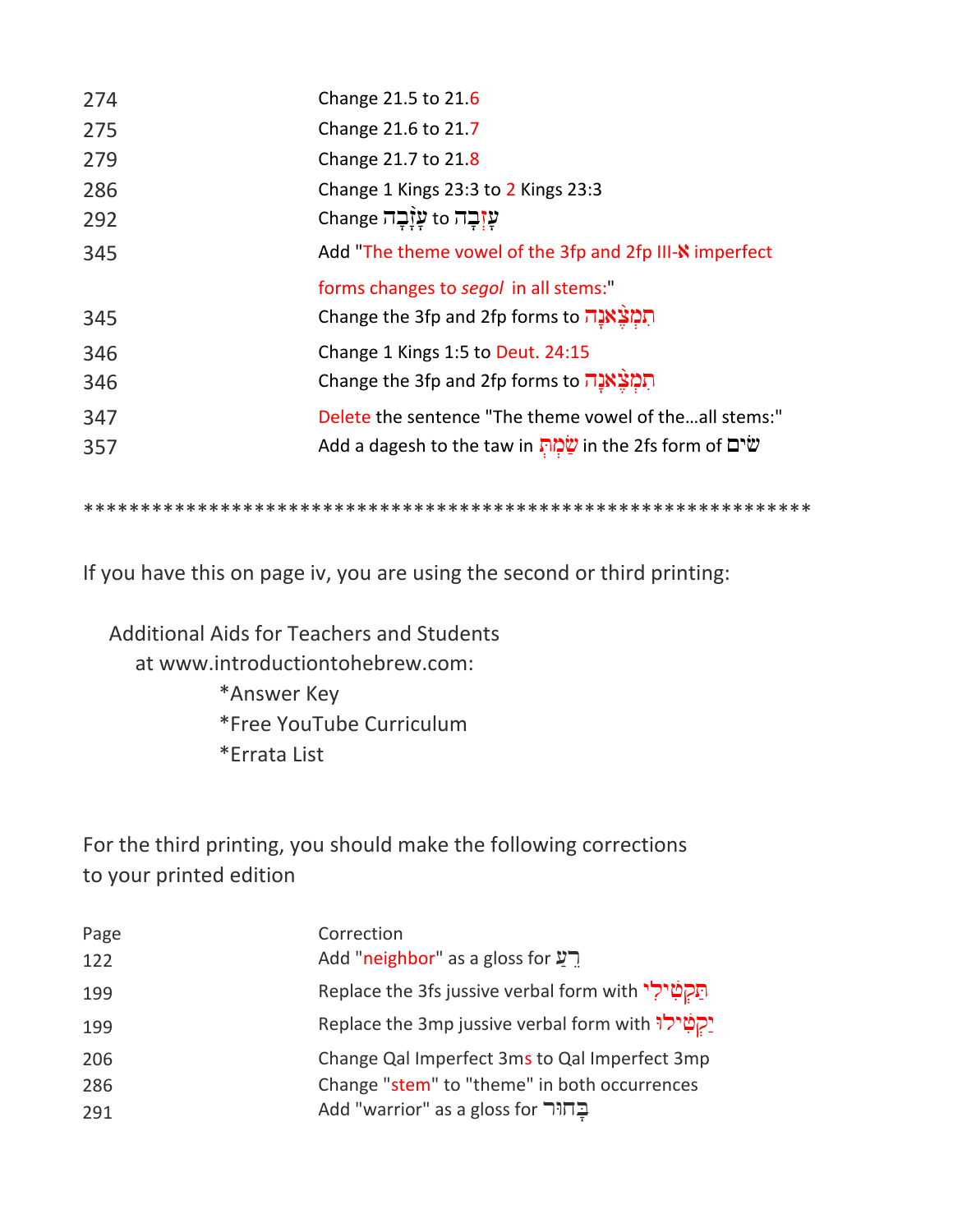| | |
|---|---|
| 274 | Change 21.5 to 21.6 |
| 275 | Change 21.6 to 21.7 |
| 279 | Change 21.7 to 21.8 |
| 286 | Change 1 Kings 23:3 to 2 Kings 23:3 |
| 292 | Change עָזְבָה to עָזָבָה |
| 345 | Add "The theme vowel of the 3fp and 2fp III-א imperfect forms changes to *segol* in all stems:" |
| 345 | Change the 3fp and 2fp forms to תִּמְצֶאנָה |
| 346 | Change 1 Kings 1:5 to Deut. 24:15 |
| 346 | Change the 3fp and 2fp forms to תִּמְצֶאנָה |
| 347 | Delete the sentence "The theme vowel of the...all stems:" |
| 357 | Add a dagesh to the taw in שַׂמְתְּ in the 2fs form of שׂים |

*************************************************************

If you have this on page iv, you are using the second or third printing:

Additional Aids for Teachers and Students
at www.introductiontohebrew.com:
*Answer Key
*Free YouTube Curriculum
*Errata List

For the third printing, you should make the following corrections to your printed edition

| Page | Correction |
|---|---|
| 122 | Add "neighbor" as a gloss for רֵעַ |
| 199 | Replace the 3fs jussive verbal form with תַּקְטִילִי |
| 199 | Replace the 3mp jussive verbal form with יַקְטִילוּ |
| 206 | Change Qal Imperfect 3ms to Qal Imperfect 3mp |
| 286 | Change "stem" to "theme" in both occurrences |
| 291 | Add "warrior" as a gloss for בָּחוּר |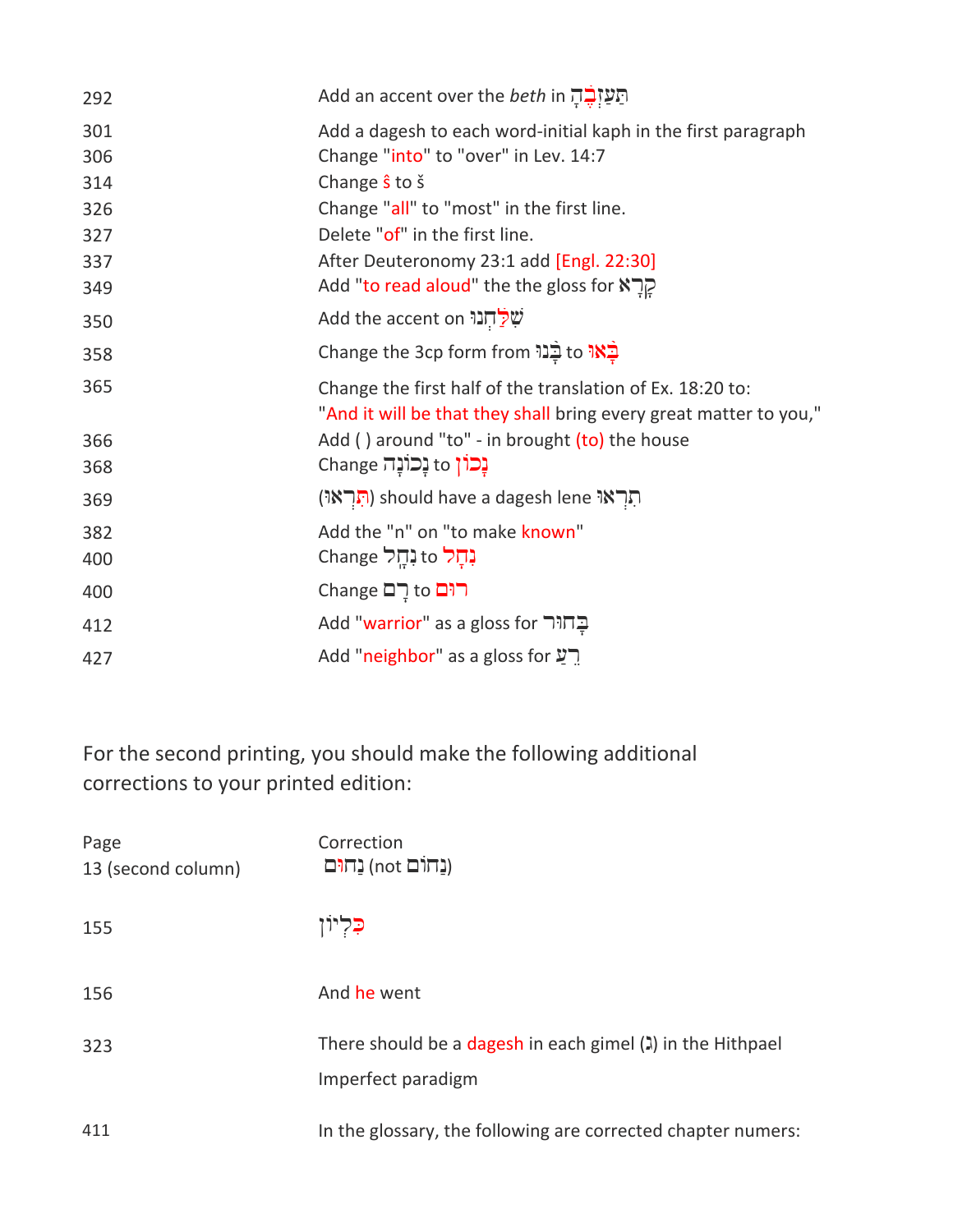| | |
|---|---|
| 292 | Add an accent over the *beth* in תַּעֲזְבֶ֫הָ |
| 301 | Add a dagesh to each word-initial kaph in the first paragraph |
| 306 | Change "into" to "over" in Lev. 14:7 |
| 314 | Change ŝ to š |
| 326 | Change "all" to "most" in the first line. |
| 327 | Delete "of" in the first line. |
| 337 | After Deuteronomy 23:1 add [Engl. 22:30] |
| 349 | Add "to read aloud" the the gloss for קָרָא |
| 350 | Add the accent on שִׁלַּ֫חְנוּ |
| 358 | Change the 3cp form from בָּ֫נוּ to בָּ֫אוּ |
| 365 | Change the first half of the translation of Ex. 18:20 to: "And it will be that they shall bring every great matter to you," |
| 366 | Add ( ) around "to" - in brought (to) the house |
| 368 | Change נְכוֹנָה to נָכוֹן |
| 369 | (תִּרְאוּ) should have a dagesh lene תִרְאוּ |
| 382 | Add the "n" on "to make known" |
| 400 | Change נְחָל to נַחַל |
| 400 | Change רָם to רוּם |
| 412 | Add "warrior" as a gloss for בָּחוּר |
| 427 | Add "neighbor" as a gloss for רֵעַ |

For the second printing, you should make the following additional corrections to your printed edition:

| Page | Correction |
|---|---|
| 13 (second column) | נַחוּם (not נַחוֹם) |
| 155 | כִּלְיוֹן |
| 156 | And he went |
| 323 | There should be a dagesh in each gimel (גּ) in the Hithpael Imperfect paradigm |
| 411 | In the glossary, the following are corrected chapter numers: |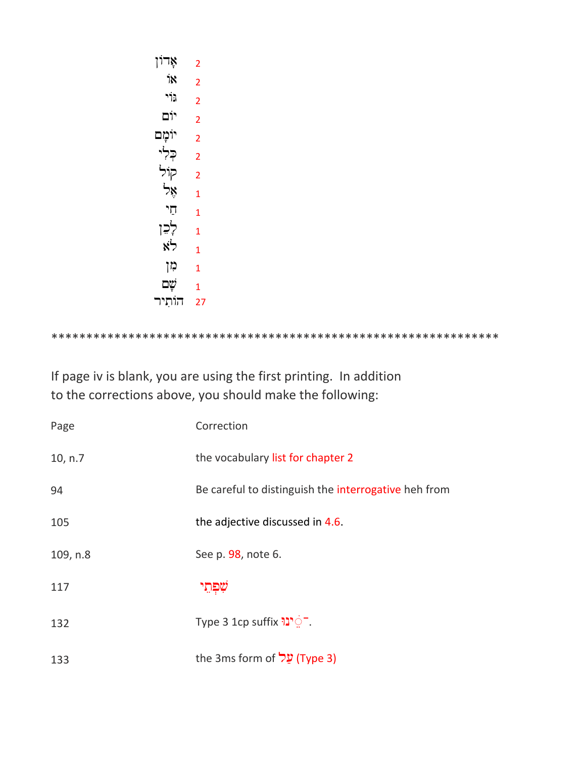| | |
|---|---|
| אָדוֹן | 2 |
| אוֹ | 2 |
| גּוֹי | 2 |
| יוֹם | 2 |
| יוֹמָם | 2 |
| כְּלִי | 2 |
| קוֹל | 2 |
| אֶל | 1 |
| חַי | 1 |
| לָכֵן | 1 |
| לֹא | 1 |
| מִן | 1 |
| שָׁם | 1 |
| הוֹתִיר | 27 |

*****************************************************************

If page iv is blank, you are using the first printing. In addition to the corrections above, you should make the following:

| Page | Correction |
|---|---|
| 10, n.7 | the vocabulary list for chapter 2 |
| 94 | Be careful to distinguish the interrogative heh from |
| 105 | the adjective discussed in 4.6. |
| 109, n.8 | See p. 98, note 6. |
| 117 | שִׂפְתֵי |
| 132 | Type 3 1cp suffix ֵ֫ינוּ. |
| 133 | the 3ms form of עַל (Type 3) |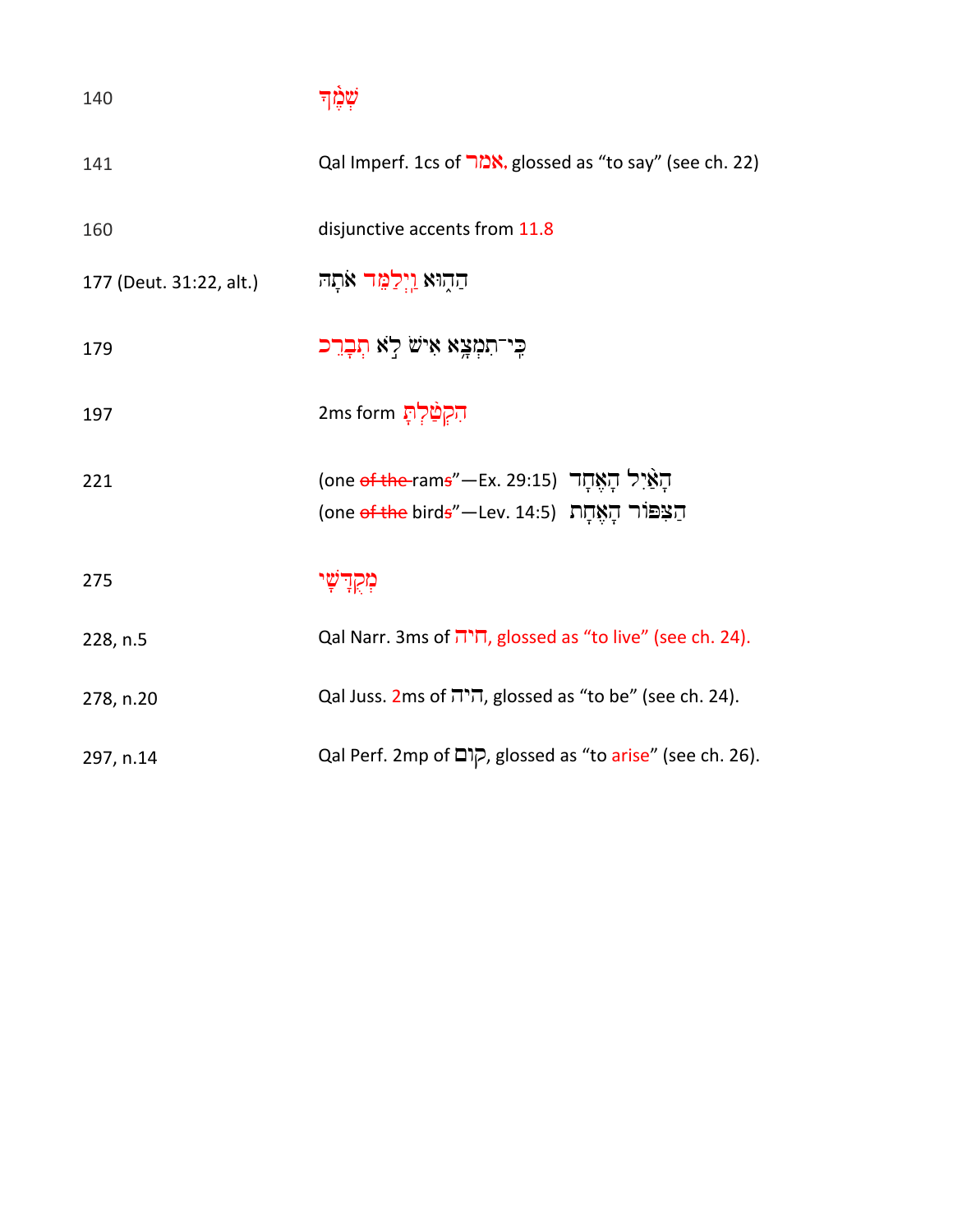| | |
|---|---|
| 140 | שְׁמֶ֫ךָ |
| 141 | Qal Imperf. 1cs of אמר, glossed as “to say” (see ch. 22) |
| 160 | disjunctive accents from 11.8 |
| 177 (Deut. 31:22, alt.) | הַה֫וּא וַיְלַמֵּד אֹתָהּ |
| 179 | כִּֽי־תִמְצָא אִישׁ לֹא תְבָרֵכ |
| 197 | 2ms form הִקְטַ֫לְתָּ |
| 221 | (one ~~of the~~ rams”—Ex. 29:15) הָאַ֫יִל הָאֶחָד<br>(one ~~of the~~ birds”—Lev. 14:5) הַצִּפּוֹר הָאֶחָת |
| 275 | מִקְדָּשִׁי |
| 228, n.5 | Qal Narr. 3ms of חיה, glossed as “to live” (see ch. 24). |
| 278, n.20 | Qal Juss. 2ms of היה, glossed as “to be” (see ch. 24). |
| 297, n.14 | Qal Perf. 2mp of קום, glossed as “to arise” (see ch. 26). |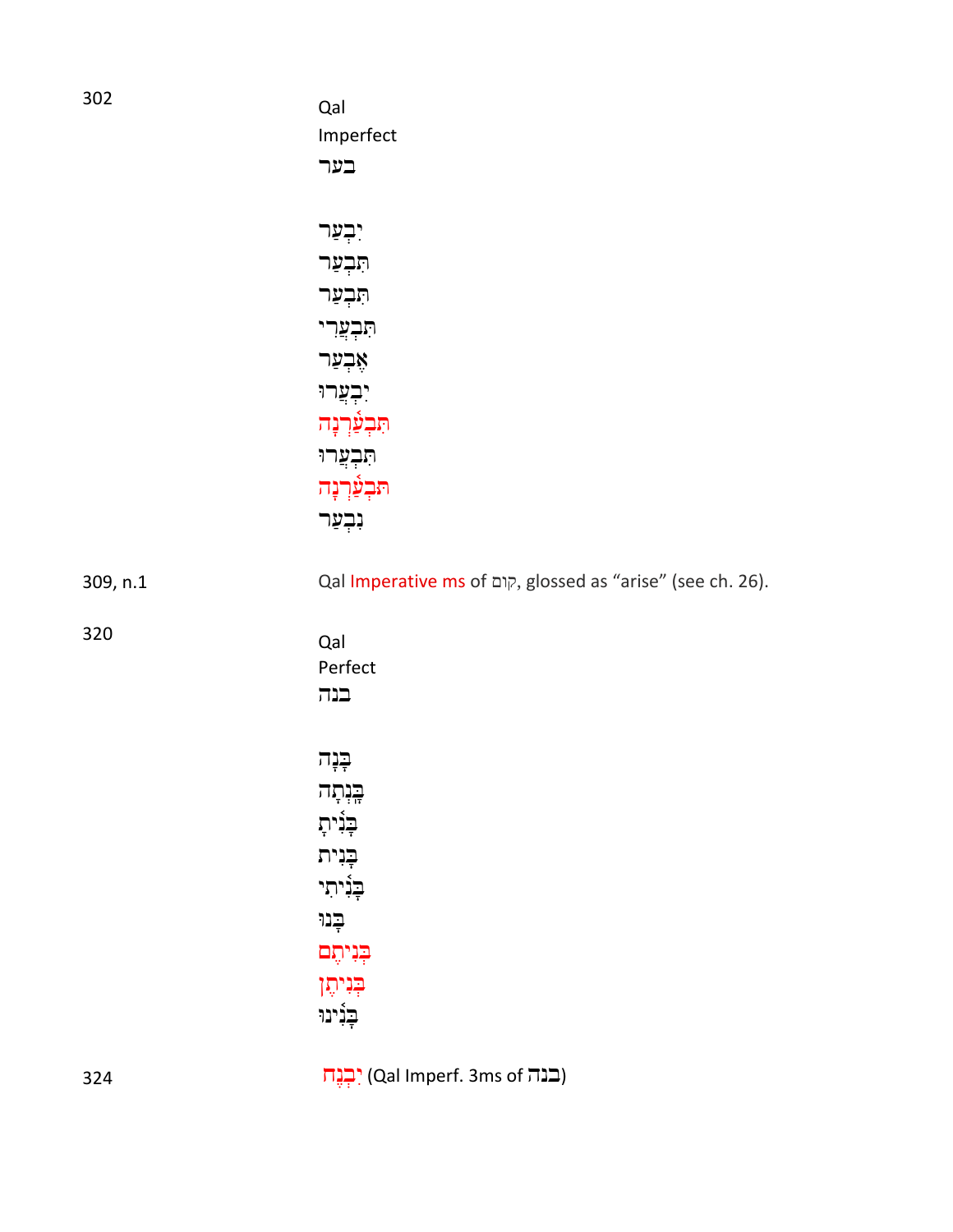| | |
|---|---|
| 302 | Qal<br>Imperfect<br>בער<br><br>יִבְעַר<br>תִּבְעַר<br>תִּבְעַר<br>תִּבְעֲרִי<br>אֶבְעַר<br>יִבְעֲרוּ<br>תִּבְעַ֫רְנָה<br>תִּבְעֲרוּ<br>תִּבְעַ֫רְנָה<br>נִבְעַר |
| 309, n.1 | Qal Imperative ms of קוּם, glossed as "arise" (see ch. 26). |
| 320 | Qal<br>Perfect<br>בנה<br><br>בָּנָה<br>בָּֽנְתָה<br>בָּנִ֫יתָ<br>בָּנִית<br>בָּנִ֫יתִי<br>בָּנוּ<br>בְּנִיתֶם<br>בְּנִיתֶן<br>בָּנִ֫ינוּ |
| 324 | יִבְנֶה (Qal Imperf. 3ms of בנה) |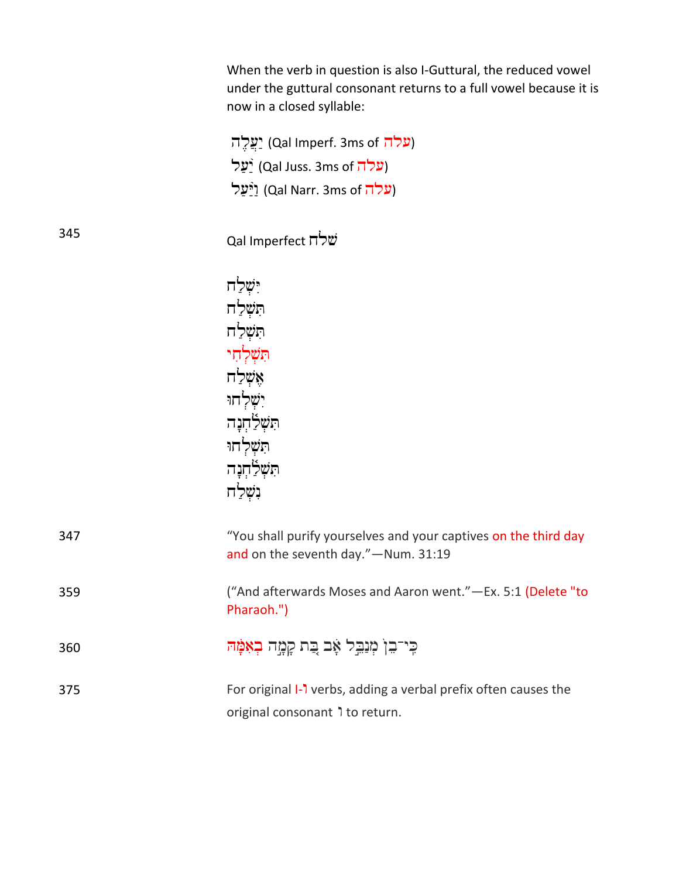When the verb in question is also I-Guttural, the reduced vowel under the guttural consonant returns to a full vowel because it is now in a closed syllable:

יַעֲלֶה (Qal Imperf. 3ms of עלה)
יַ֫עַל (Qal Juss. 3ms of עלה)
וַיַּ֫עַל (Qal Narr. 3ms of עלה)

345 Qal Imperfect שׁלח

יִשְׁלַח
תִּשְׁלַח
תִּשְׁלַח
תִּשְׁלְחִי
אֶשְׁלַח
יִשְׁלְחוּ
תִּשְׁלַ֫חְנָה
תִּשְׁלְחוּ
תִּשְׁלַ֫חְנָה
נִשְׁלַח

347 "You shall purify yourselves and your captives on the third day and on the seventh day."—Num. 31:19

359 ("And afterwards Moses and Aaron went."—Ex. 5:1 (Delete "to Pharaoh.")

360 כִּי־בֵן מְנַבֵּל אָב בַּת קָמָה בְאִמָּהּ

375 For original I-ו verbs, adding a verbal prefix often causes the original consonant ו to return.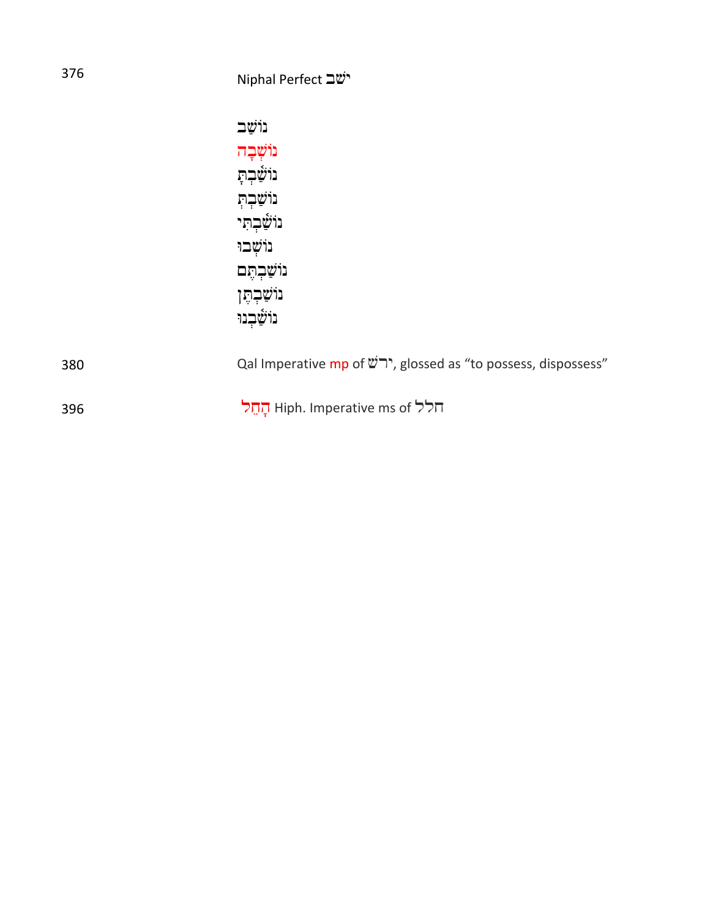376 Niphal Perfect ישׁב

נוֹשַׁב
נוֹשְׁבָה
נוֹשַׁ֫בְתָּ
נוֹשַׁבְתְּ
נוֹשַׁ֫בְתִּי
נוֹשְׁבוּ
נוֹשַׁבְתֶּם
נוֹשַׁבְתֶּן
נוֹשַׁ֫בְנוּ

380 Qal Imperative mp of ירשׁ, glossed as "to possess, dispossess"

396 הָחֵל Hiph. Imperative ms of חלל